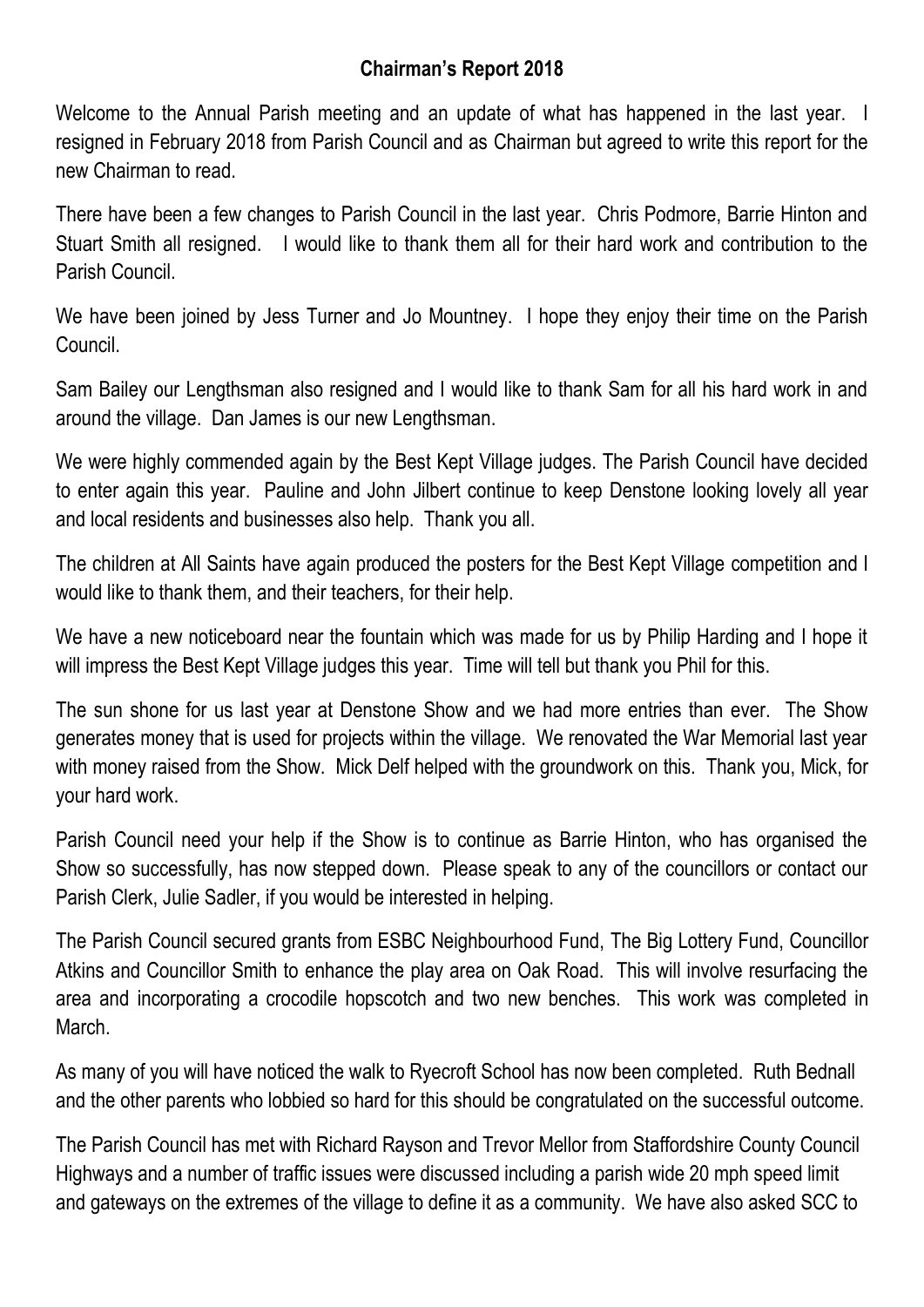## Chairman's Report 2018

Welcome to the Annual Parish meeting and an update of what has happened in the last year. I resigned in February 2018 from Parish Council and as Chairman but agreed to write this report for the new Chairman to read.

There have been a few changes to Parish Council in the last year. Chris Podmore, Barrie Hinton and Stuart Smith all resigned. I would like to thank them all for their hard work and contribution to the Parish Council.

We have been joined by Jess Turner and Jo Mountney. I hope they enjoy their time on the Parish Council.

Sam Bailey our Lengthsman also resigned and I would like to thank Sam for all his hard work in and around the village. Dan James is our new Lengthsman.

We were highly commended again by the Best Kept Village judges. The Parish Council have decided to enter again this year. Pauline and John Jilbert continue to keep Denstone looking lovely all year and local residents and businesses also help. Thank you all.

The children at All Saints have again produced the posters for the Best Kept Village competition and I would like to thank them, and their teachers, for their help.

We have a new noticeboard near the fountain which was made for us by Philip Harding and I hope it will impress the Best Kept Village judges this year. Time will tell but thank you Phil for this.

The sun shone for us last year at Denstone Show and we had more entries than ever. The Show generates money that is used for projects within the village. We renovated the War Memorial last year with money raised from the Show. Mick Delf helped with the groundwork on this. Thank you, Mick, for your hard work.

Parish Council need your help if the Show is to continue as Barrie Hinton, who has organised the Show so successfully, has now stepped down. Please speak to any of the councillors or contact our Parish Clerk, Julie Sadler, if you would be interested in helping.

The Parish Council secured grants from ESBC Neighbourhood Fund, The Big Lottery Fund, Councillor Atkins and Councillor Smith to enhance the play area on Oak Road. This will involve resurfacing the area and incorporating a crocodile hopscotch and two new benches. This work was completed in March.

As many of you will have noticed the walk to Ryecroft School has now been completed. Ruth Bednall and the other parents who lobbied so hard for this should be congratulated on the successful outcome.

The Parish Council has met with Richard Rayson and Trevor Mellor from Staffordshire County Council Highways and a number of traffic issues were discussed including a parish wide 20 mph speed limit and gateways on the extremes of the village to define it as a community. We have also asked SCC to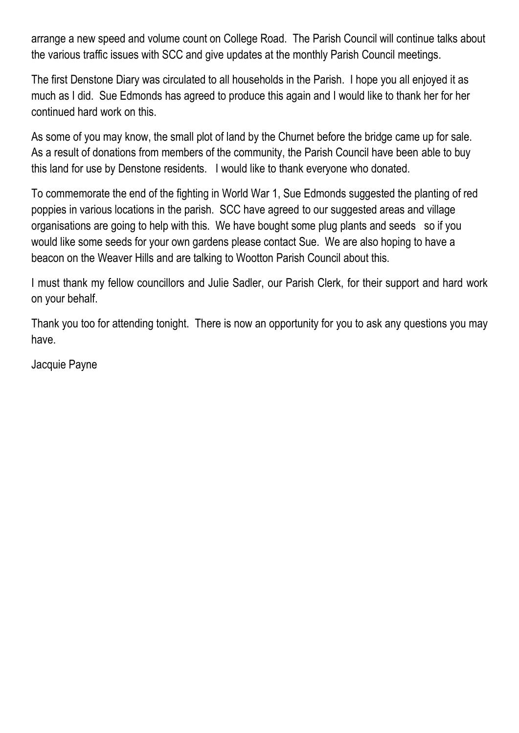arrange a new speed and volume count on College Road. The Parish Council will continue talks about the various traffic issues with SCC and give updates at the monthly Parish Council meetings.

The first Denstone Diary was circulated to all households in the Parish. I hope you all enjoyed it as much as I did. Sue Edmonds has agreed to produce this again and I would like to thank her for her continued hard work on this.

As some of you may know, the small plot of land by the Churnet before the bridge came up for sale. As a result of donations from members of the community, the Parish Council have been able to buy this land for use by Denstone residents. I would like to thank everyone who donated.

To commemorate the end of the fighting in World War 1, Sue Edmonds suggested the planting of red poppies in various locations in the parish. SCC have agreed to our suggested areas and village organisations are going to help with this. We have bought some plug plants and seeds so if you would like some seeds for your own gardens please contact Sue. We are also hoping to have a beacon on the Weaver Hills and are talking to Wootton Parish Council about this.

I must thank my fellow councillors and Julie Sadler, our Parish Clerk, for their support and hard work on your behalf.

Thank you too for attending tonight. There is now an opportunity for you to ask any questions you may have.

Jacquie Payne